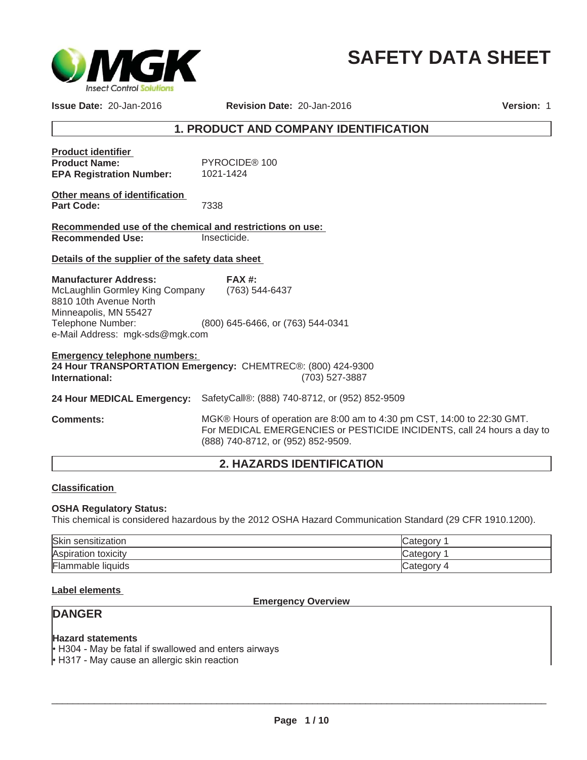# SAFETY DATA SHEET

**Issue Date:** 20-Jan-2016 **Revision Date:** 20-Jan-2016 **Version:** 1

## 1. PRODUCT AND COMPANY IDENTIFICATION

**Product identifier**

**Product Name:** PYROCIDE® 100

**EPA Registration Number:** 1021-1424

**Other means of identification**

**Part Code:** 7338

**Recommended use of the chemical and restrictions on use:**

**Recommended Use:** Insecticide.

**Details of the supplier of the safety data sheet**

**Manufacturer Address:**
McLaughlin Gormley King Company
8810 10th Avenue North
Minneapolis, MN 55427
Telephone Number: (800) 645-6466, or (763) 544-0341
e-Mail Address: mgk-sds@mgk.com

**FAX #:** (763) 544-6437

**Emergency telephone numbers:**

**24 Hour TRANSPORTATION Emergency:** CHEMTREC®: (800) 424-9300

**International:** (703) 527-3887

**24 Hour MEDICAL Emergency:** SafetyCall®: (888) 740-8712, or (952) 852-9509

**Comments:** MGK® Hours of operation are 8:00 am to 4:30 pm CST, 14:00 to 22:30 GMT. For MEDICAL EMERGENCIES or PESTICIDE INCIDENTS, call 24 hours a day to (888) 740-8712, or (952) 852-9509.

## 2. HAZARDS IDENTIFICATION

**Classification**

**OSHA Regulatory Status:**
This chemical is considered hazardous by the 2012 OSHA Hazard Communication Standard (29 CFR 1910.1200).

| Hazard | Category |
|---|---|
| Skin sensitization | Category 1 |
| Aspiration toxicity | Category 1 |
| Flammable liquids | Category 4 |

**Label elements**

**Emergency Overview**

**DANGER**

**Hazard statements**
- H304 - May be fatal if swallowed and enters airways
- H317 - May cause an allergic skin reaction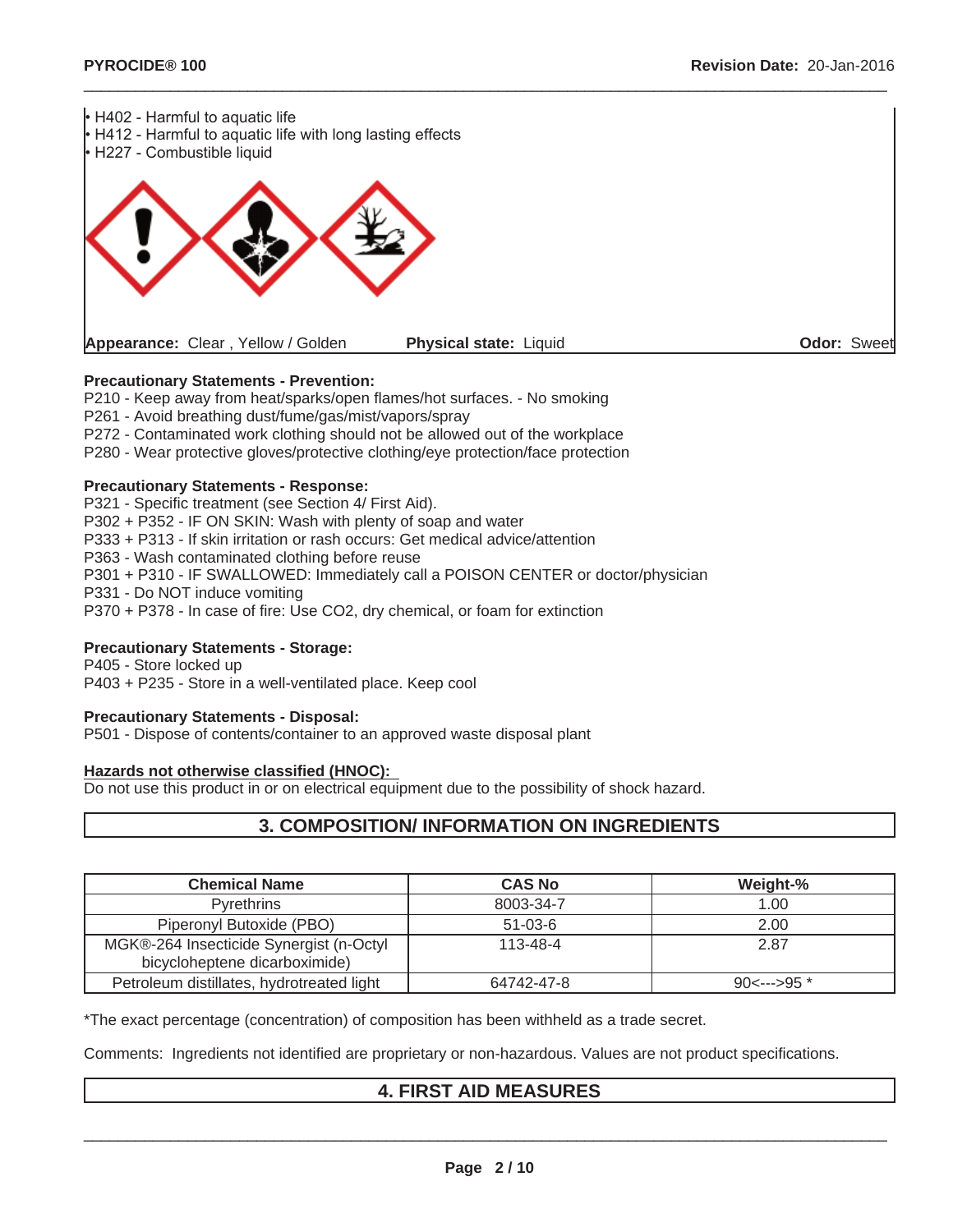- H402 - Harmful to aquatic life
- H412 - Harmful to aquatic life with long lasting effects
- H227 - Combustible liquid

**Appearance:** Clear , Yellow / Golden **Physical state:** Liquid **Odor:** Sweet

**Precautionary Statements - Prevention:**

P210 - Keep away from heat/sparks/open flames/hot surfaces. - No smoking
P261 - Avoid breathing dust/fume/gas/mist/vapors/spray
P272 - Contaminated work clothing should not be allowed out of the workplace
P280 - Wear protective gloves/protective clothing/eye protection/face protection

**Precautionary Statements - Response:**

P321 - Specific treatment (see Section 4/ First Aid).
P302 + P352 - IF ON SKIN: Wash with plenty of soap and water
P333 + P313 - If skin irritation or rash occurs: Get medical advice/attention
P363 - Wash contaminated clothing before reuse
P301 + P310 - IF SWALLOWED: Immediately call a POISON CENTER or doctor/physician
P331 - Do NOT induce vomiting
P370 + P378 - In case of fire: Use CO2, dry chemical, or foam for extinction

**Precautionary Statements - Storage:**

P405 - Store locked up
P403 + P235 - Store in a well-ventilated place. Keep cool

**Precautionary Statements - Disposal:**

P501 - Dispose of contents/container to an approved waste disposal plant

**Hazards not otherwise classified (HNOC):**

Do not use this product in or on electrical equipment due to the possibility of shock hazard.

## 3. COMPOSITION/ INFORMATION ON INGREDIENTS

| Chemical Name | CAS No | Weight-% |
|---|---|---|
| Pyrethrins | 8003-34-7 | 1.00 |
| Piperonyl Butoxide (PBO) | 51-03-6 | 2.00 |
| MGK®-264 Insecticide Synergist (n-Octyl bicycloheptene dicarboximide) | 113-48-4 | 2.87 |
| Petroleum distillates, hydrotreated light | 64742-47-8 | 90<--->95 * |

*The exact percentage (concentration) of composition has been withheld as a trade secret.

Comments: Ingredients not identified are proprietary or non-hazardous. Values are not product specifications.

## 4. FIRST AID MEASURES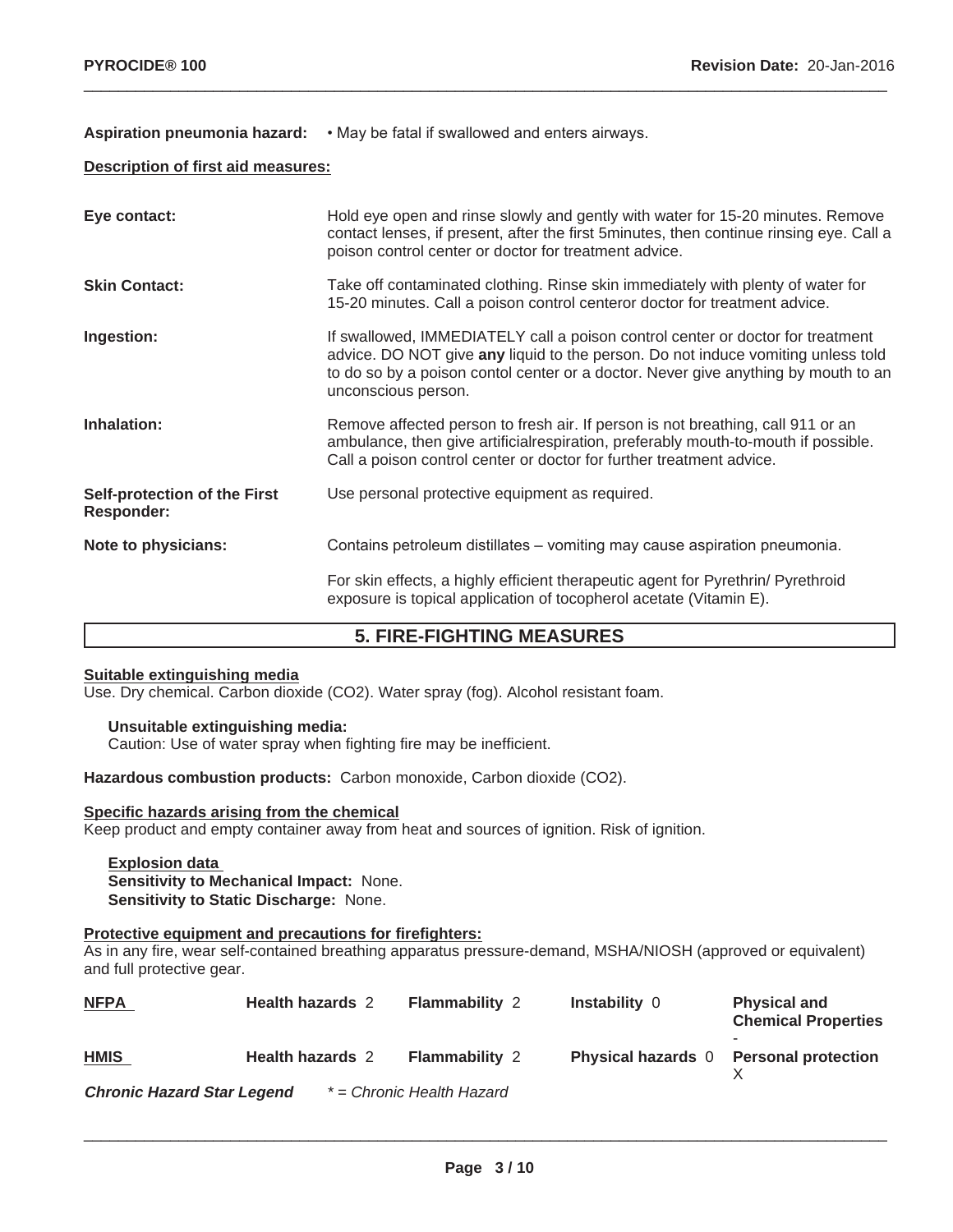**Aspiration pneumonia hazard:** • May be fatal if swallowed and enters airways.

**Description of first aid measures:**

| | |
|---|---|
| **Eye contact:** | Hold eye open and rinse slowly and gently with water for 15-20 minutes. Remove contact lenses, if present, after the first 5minutes, then continue rinsing eye. Call a poison control center or doctor for treatment advice. |
| **Skin Contact:** | Take off contaminated clothing. Rinse skin immediately with plenty of water for 15-20 minutes. Call a poison control centeror doctor for treatment advice. |
| **Ingestion:** | If swallowed, IMMEDIATELY call a poison control center or doctor for treatment advice. DO NOT give **any** liquid to the person. Do not induce vomiting unless told to do so by a poison contol center or a doctor. Never give anything by mouth to an unconscious person. |
| **Inhalation:** | Remove affected person to fresh air. If person is not breathing, call 911 or an ambulance, then give artificialrespiration, preferably mouth-to-mouth if possible. Call a poison control center or doctor for further treatment advice. |
| **Self-protection of the First Responder:** | Use personal protective equipment as required. |
| **Note to physicians:** | Contains petroleum distillates – vomiting may cause aspiration pneumonia.<br><br>For skin effects, a highly efficient therapeutic agent for Pyrethrin/ Pyrethroid exposure is topical application of tocopherol acetate (Vitamin E). |

## 5. FIRE-FIGHTING MEASURES

**Suitable extinguishing media**

Use. Dry chemical. Carbon dioxide ($CO_2$). Water spray (fog). Alcohol resistant foam.

**Unsuitable extinguishing media:**

Caution: Use of water spray when fighting fire may be inefficient.

**Hazardous combustion products:** Carbon monoxide, Carbon dioxide ($CO_2$).

**Specific hazards arising from the chemical**

Keep product and empty container away from heat and sources of ignition. Risk of ignition.

**Explosion data**

**Sensitivity to Mechanical Impact:** None.
**Sensitivity to Static Discharge:** None.

**Protective equipment and precautions for firefighters:**

As in any fire, wear self-contained breathing apparatus pressure-demand, MSHA/NIOSH (approved or equivalent) and full protective gear.

| | | | | |
|---|---|---|---|---|
| **NFPA** | **Health hazards** 2 | **Flammability** 2 | **Instability** 0 | **Physical and Chemical Properties** - |
| **HMIS** | **Health hazards** 2 | **Flammability** 2 | **Physical hazards** 0 | **Personal protection** X |

***Chronic Hazard Star Legend*** *\* = Chronic Health Hazard*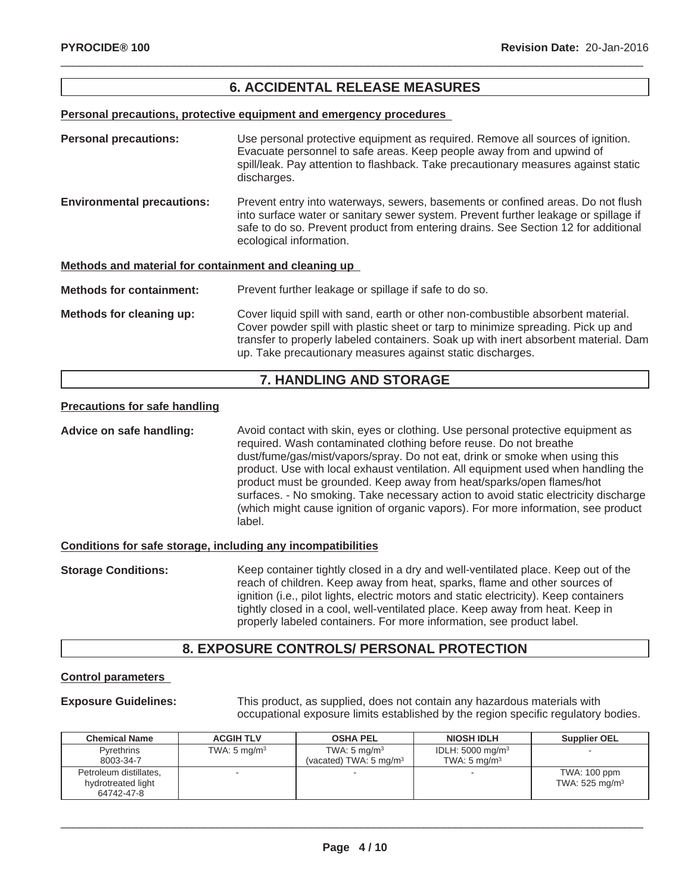## 6. ACCIDENTAL RELEASE MEASURES

**Personal precautions, protective equipment and emergency procedures**

**Personal precautions:** Use personal protective equipment as required. Remove all sources of ignition. Evacuate personnel to safe areas. Keep people away from and upwind of spill/leak. Pay attention to flashback. Take precautionary measures against static discharges.

**Environmental precautions:** Prevent entry into waterways, sewers, basements or confined areas. Do not flush into surface water or sanitary sewer system. Prevent further leakage or spillage if safe to do so. Prevent product from entering drains. See Section 12 for additional ecological information.

**Methods and material for containment and cleaning up**

**Methods for containment:** Prevent further leakage or spillage if safe to do so.

**Methods for cleaning up:** Cover liquid spill with sand, earth or other non-combustible absorbent material. Cover powder spill with plastic sheet or tarp to minimize spreading. Pick up and transfer to properly labeled containers. Soak up with inert absorbent material. Dam up. Take precautionary measures against static discharges.

## 7. HANDLING AND STORAGE

**Precautions for safe handling**

**Advice on safe handling:** Avoid contact with skin, eyes or clothing. Use personal protective equipment as required. Wash contaminated clothing before reuse. Do not breathe dust/fume/gas/mist/vapors/spray. Do not eat, drink or smoke when using this product. Use with local exhaust ventilation. All equipment used when handling the product must be grounded. Keep away from heat/sparks/open flames/hot surfaces. - No smoking. Take necessary action to avoid static electricity discharge (which might cause ignition of organic vapors). For more information, see product label.

**Conditions for safe storage, including any incompatibilities**

**Storage Conditions:** Keep container tightly closed in a dry and well-ventilated place. Keep out of the reach of children. Keep away from heat, sparks, flame and other sources of ignition (i.e., pilot lights, electric motors and static electricity). Keep containers tightly closed in a cool, well-ventilated place. Keep away from heat. Keep in properly labeled containers. For more information, see product label.

## 8. EXPOSURE CONTROLS/ PERSONAL PROTECTION

**Control parameters**

**Exposure Guidelines:** This product, as supplied, does not contain any hazardous materials with occupational exposure limits established by the region specific regulatory bodies.

| Chemical Name | ACGIH TLV | OSHA PEL | NIOSH IDLH | Supplier OEL |
|---|---|---|---|---|
| Pyrethrins 8003-34-7 | TWA: 5 mg/m³ | TWA: 5 mg/m³ (vacated) TWA: 5 mg/m³ | IDLH: 5000 mg/m³ TWA: 5 mg/m³ | - |
| Petroleum distillates, hydrotreated light 64742-47-8 | - | - | - | TWA: 100 ppm TWA: 525 mg/m³ |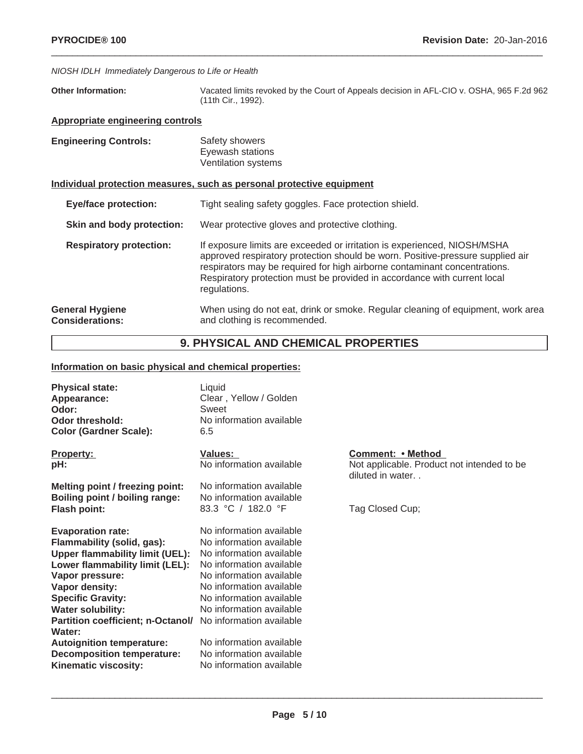*NIOSH IDLH Immediately Dangerous to Life or Health*

**Other Information:** Vacated limits revoked by the Court of Appeals decision in AFL-CIO v. OSHA, 965 F.2d 962 (11th Cir., 1992).

**Appropriate engineering controls**

**Engineering Controls:** Safety showers
Eyewash stations
Ventilation systems

**Individual protection measures, such as personal protective equipment**

**Eye/face protection:** Tight sealing safety goggles. Face protection shield.

**Skin and body protection:** Wear protective gloves and protective clothing.

**Respiratory protection:** If exposure limits are exceeded or irritation is experienced, NIOSH/MSHA approved respiratory protection should be worn. Positive-pressure supplied air respirators may be required for high airborne contaminant concentrations. Respiratory protection must be provided in accordance with current local regulations.

**General Hygiene Considerations:** When using do not eat, drink or smoke. Regular cleaning of equipment, work area and clothing is recommended.

## 9. PHYSICAL AND CHEMICAL PROPERTIES

**Information on basic physical and chemical properties:**

**Physical state:** Liquid
**Appearance:** Clear , Yellow / Golden
**Odor:** Sweet
**Odor threshold:** No information available
**Color (Gardner Scale):** 6.5

| Property: | Values: | Comment: • Method |
|---|---|---|
| pH: | No information available | Not applicable. Product not intended to be diluted in water. . |
| Melting point / freezing point: | No information available | |
| Boiling point / boiling range: | No information available | |
| Flash point: | 83.3 °C / 182.0 °F | Tag Closed Cup; |
| Evaporation rate: | No information available | |
| Flammability (solid, gas): | No information available | |
| Upper flammability limit (UEL): | No information available | |
| Lower flammability limit (LEL): | No information available | |
| Vapor pressure: | No information available | |
| Vapor density: | No information available | |
| Specific Gravity: | No information available | |
| Water solubility: | No information available | |
| Partition coefficient; n-Octanol/ Water: | No information available | |
| Autoignition temperature: | No information available | |
| Decomposition temperature: | No information available | |
| Kinematic viscosity: | No information available | |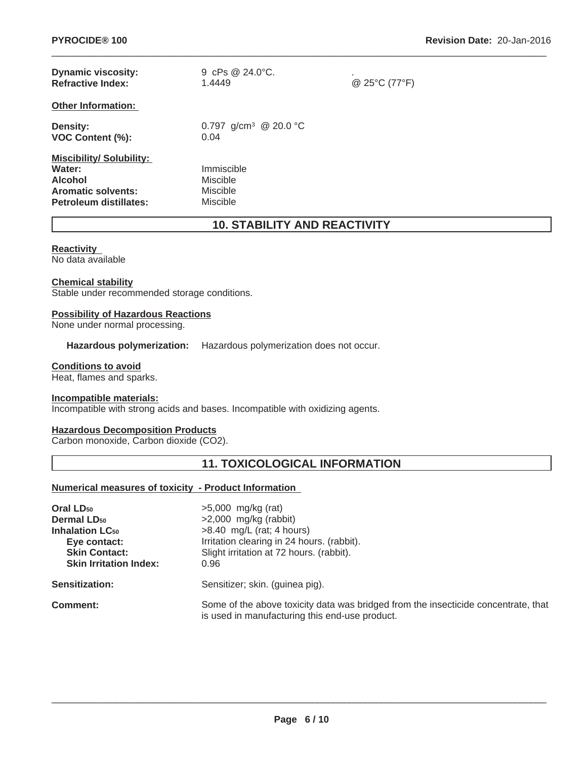| | | |
|---|---|---|
| **Dynamic viscosity:** | 9 cPs @ 24.0°C. | . |
| **Refractive Index:** | 1.4449 | @ 25°C (77°F) |

**Other Information:**

| | |
|---|---|
| **Density:** | 0.797 g/cm$^3$ @ 20.0 °C |
| **VOC Content (%):** | 0.04 |

**Miscibility/ Solubility:**

| | |
|---|---|
| **Water:** | Immiscible |
| **Alcohol** | Miscible |
| **Aromatic solvents:** | Miscible |
| **Petroleum distillates:** | Miscible |

## 10. STABILITY AND REACTIVITY

**Reactivity**
No data available

**Chemical stability**
Stable under recommended storage conditions.

**Possibility of Hazardous Reactions**
None under normal processing.

**Hazardous polymerization:** Hazardous polymerization does not occur.

**Conditions to avoid**
Heat, flames and sparks.

**Incompatible materials:**
Incompatible with strong acids and bases. Incompatible with oxidizing agents.

**Hazardous Decomposition Products**
Carbon monoxide, Carbon dioxide ($CO_2$).

## 11. TOXICOLOGICAL INFORMATION

**Numerical measures of toxicity - Product Information**

| | |
|---|---|
| **Oral $LD_{50}$** | >5,000 mg/kg (rat) |
| **Dermal $LD_{50}$** | >2,000 mg/kg (rabbit) |
| **Inhalation $LC_{50}$** | >8.40 mg/L (rat; 4 hours) |
| **Eye contact:** | Irritation clearing in 24 hours. (rabbit). |
| **Skin Contact:** | Slight irritation at 72 hours. (rabbit). |
| **Skin Irritation Index:** | 0.96 |
| **Sensitization:** | Sensitizer; skin. (guinea pig). |
| **Comment:** | Some of the above toxicity data was bridged from the insecticide concentrate, that is used in manufacturing this end-use product. |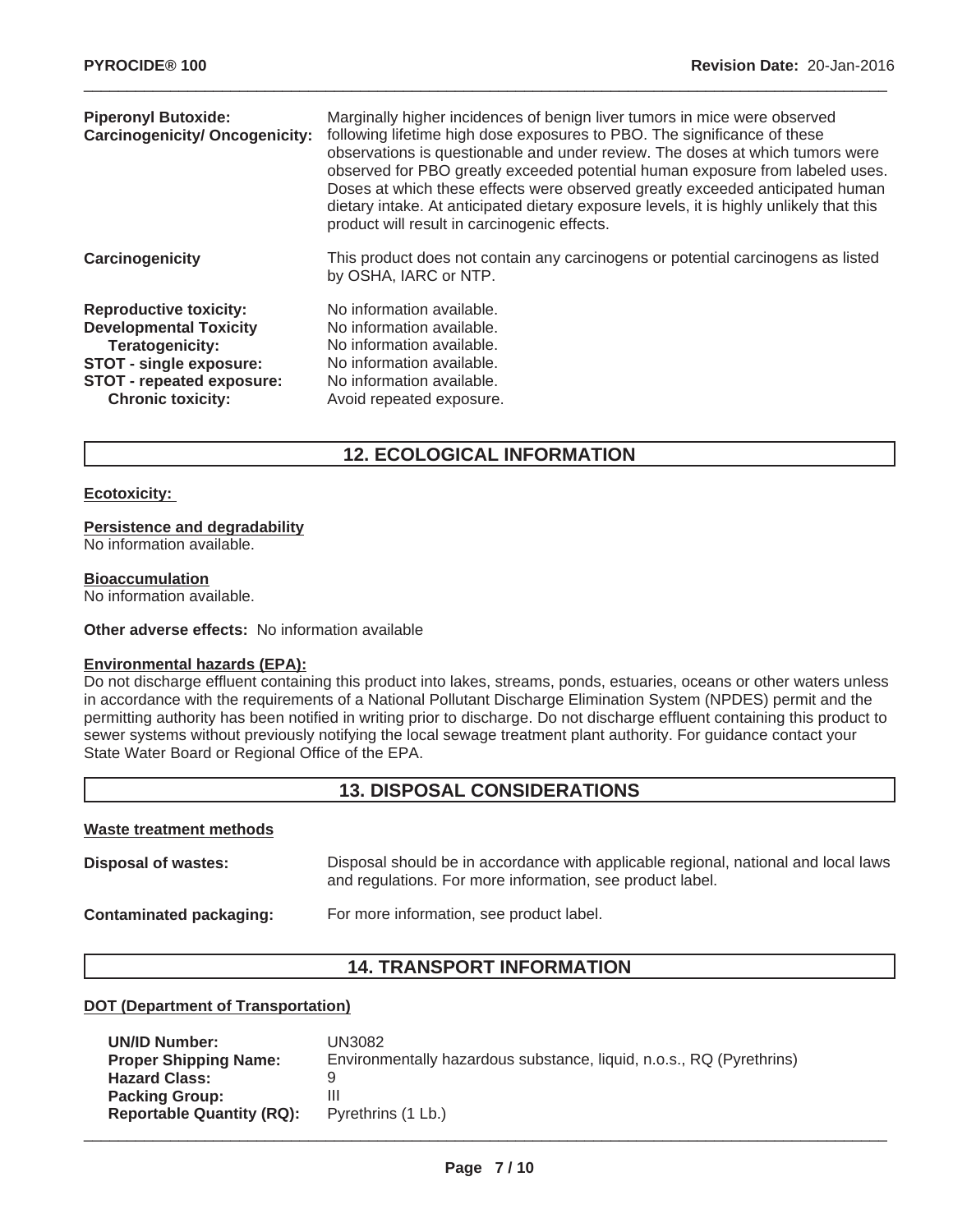**Piperonyl Butoxide: Carcinogenicity/ Oncogenicity:** Marginally higher incidences of benign liver tumors in mice were observed following lifetime high dose exposures to PBO. The significance of these observations is questionable and under review. The doses at which tumors were observed for PBO greatly exceeded potential human exposure from labeled uses. Doses at which these effects were observed greatly exceeded anticipated human dietary intake. At anticipated dietary exposure levels, it is highly unlikely that this product will result in carcinogenic effects.

**Carcinogenicity** This product does not contain any carcinogens or potential carcinogens as listed by OSHA, IARC or NTP.

**Reproductive toxicity:** No information available.
**Developmental Toxicity** No information available.
**Teratogenicity:** No information available.
**STOT - single exposure:** No information available.
**STOT - repeated exposure:** No information available.
**Chronic toxicity:** Avoid repeated exposure.

## 12. ECOLOGICAL INFORMATION

**Ecotoxicity:**

**Persistence and degradability**
No information available.

**Bioaccumulation**
No information available.

**Other adverse effects:** No information available

**Environmental hazards (EPA):**
Do not discharge effluent containing this product into lakes, streams, ponds, estuaries, oceans or other waters unless in accordance with the requirements of a National Pollutant Discharge Elimination System (NPDES) permit and the permitting authority has been notified in writing prior to discharge. Do not discharge effluent containing this product to sewer systems without previously notifying the local sewage treatment plant authority. For guidance contact your State Water Board or Regional Office of the EPA.

## 13. DISPOSAL CONSIDERATIONS

**Waste treatment methods**

**Disposal of wastes:** Disposal should be in accordance with applicable regional, national and local laws and regulations. For more information, see product label.

**Contaminated packaging:** For more information, see product label.

## 14. TRANSPORT INFORMATION

**DOT (Department of Transportation)**

**UN/ID Number:** UN3082
**Proper Shipping Name:** Environmentally hazardous substance, liquid, n.o.s., RQ (Pyrethrins)
**Hazard Class:** 9
**Packing Group:** III
**Reportable Quantity (RQ):** Pyrethrins (1 Lb.)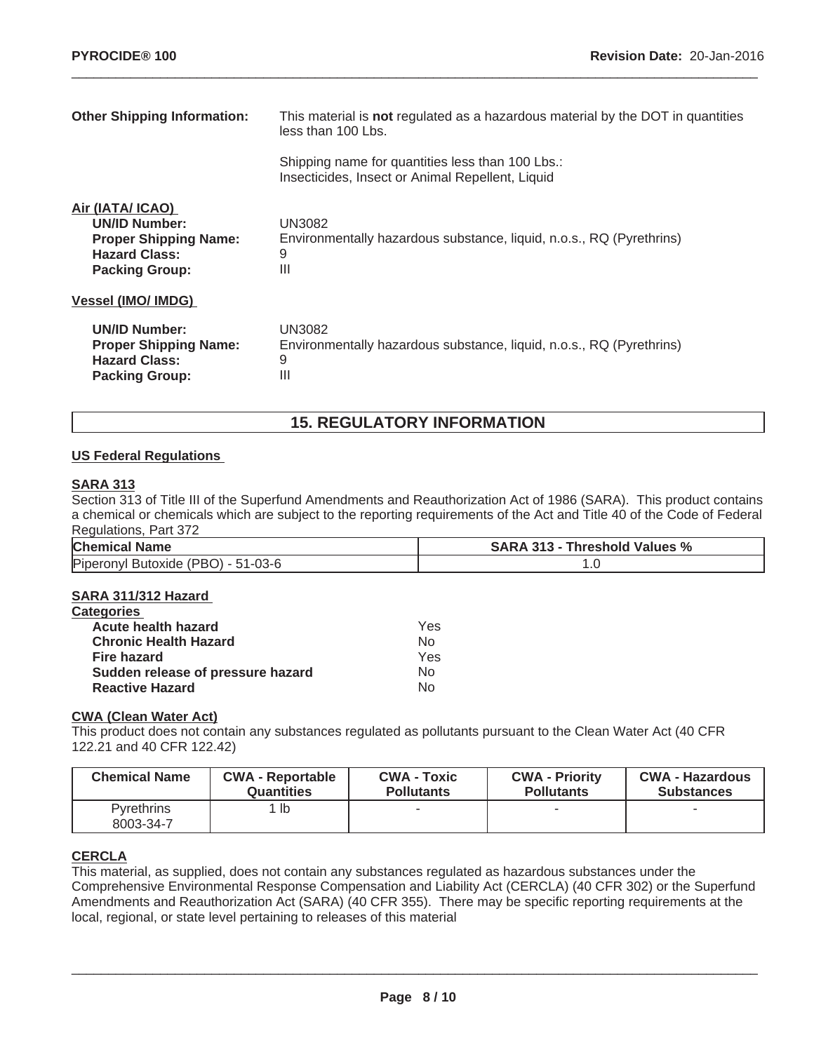**Other Shipping Information:** This material is **not** regulated as a hazardous material by the DOT in quantities less than 100 Lbs.

Shipping name for quantities less than 100 Lbs.:
Insecticides, Insect or Animal Repellent, Liquid

**Air (IATA/ ICAO)**

**UN/ID Number:** UN3082
**Proper Shipping Name:** Environmentally hazardous substance, liquid, n.o.s., RQ (Pyrethrins)
**Hazard Class:** 9
**Packing Group:** III

**Vessel (IMO/ IMDG)**

**UN/ID Number:** UN3082
**Proper Shipping Name:** Environmentally hazardous substance, liquid, n.o.s., RQ (Pyrethrins)
**Hazard Class:** 9
**Packing Group:** III

## 15. REGULATORY INFORMATION

**US Federal Regulations**

**SARA 313**

Section 313 of Title III of the Superfund Amendments and Reauthorization Act of 1986 (SARA). This product contains a chemical or chemicals which are subject to the reporting requirements of the Act and Title 40 of the Code of Federal Regulations, Part 372

| Chemical Name | SARA 313 - Threshold Values % |
|---|---|
| Piperonyl Butoxide (PBO) - 51-03-6 | 1.0 |

**SARA 311/312 Hazard Categories**

| | |
|---|---|
| **Acute health hazard** | Yes |
| **Chronic Health Hazard** | No |
| **Fire hazard** | Yes |
| **Sudden release of pressure hazard** | No |
| **Reactive Hazard** | No |

**CWA (Clean Water Act)**

This product does not contain any substances regulated as pollutants pursuant to the Clean Water Act (40 CFR 122.21 and 40 CFR 122.42)

| Chemical Name | CWA - Reportable Quantities | CWA - Toxic Pollutants | CWA - Priority Pollutants | CWA - Hazardous Substances |
|---|---|---|---|---|
| Pyrethrins 8003-34-7 | 1 lb | - | - | - |

**CERCLA**

This material, as supplied, does not contain any substances regulated as hazardous substances under the Comprehensive Environmental Response Compensation and Liability Act (CERCLA) (40 CFR 302) or the Superfund Amendments and Reauthorization Act (SARA) (40 CFR 355). There may be specific reporting requirements at the local, regional, or state level pertaining to releases of this material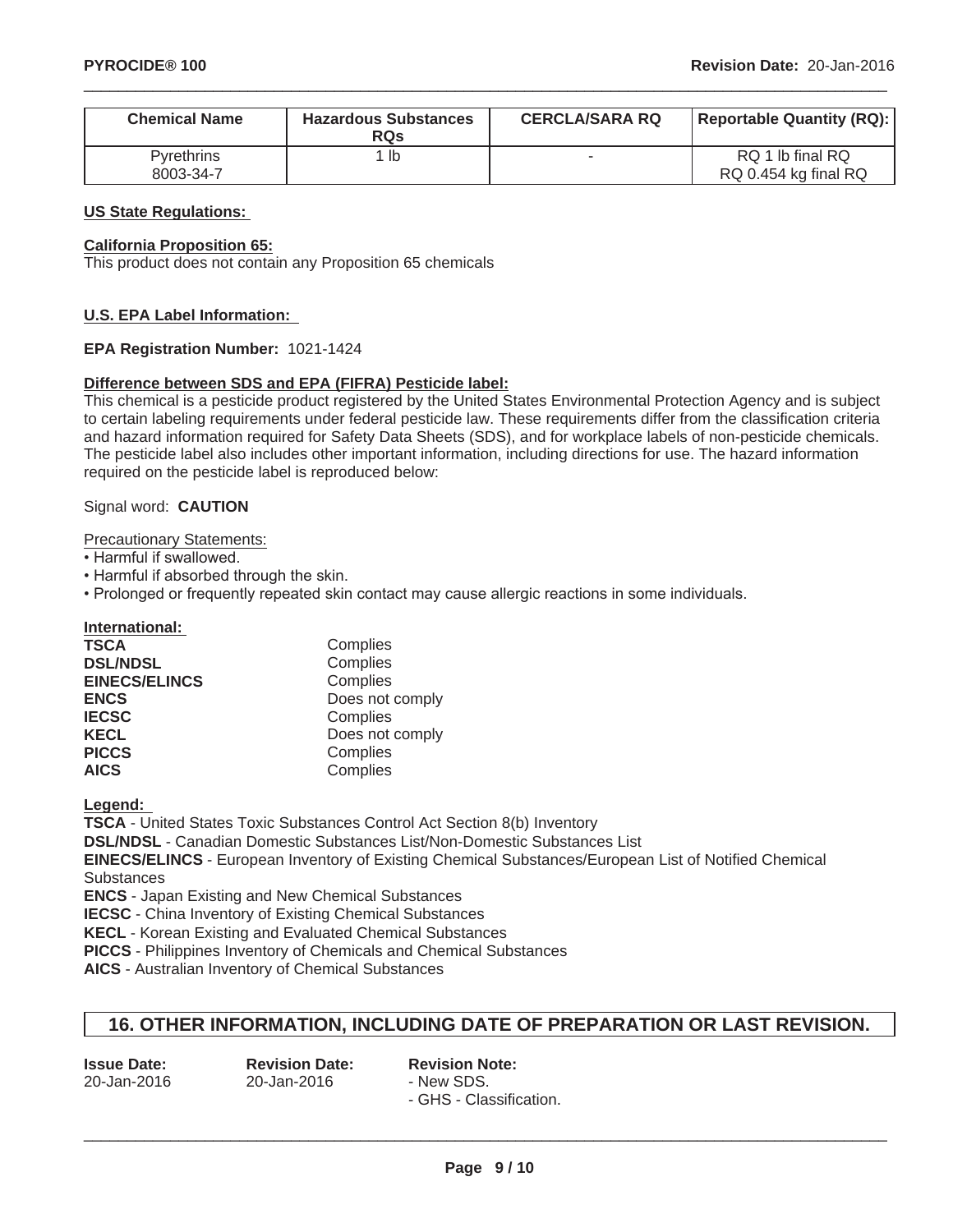| Chemical Name | Hazardous Substances RQs | CERCLA/SARA RQ | Reportable Quantity (RQ): |
|---|---|---|---|
| Pyrethrins 8003-34-7 | 1 lb | - | RQ 1 lb final RQ RQ 0.454 kg final RQ |

**US State Regulations:**

**California Proposition 65:**
This product does not contain any Proposition 65 chemicals

**U.S. EPA Label Information:**

**EPA Registration Number:** 1021-1424

**Difference between SDS and EPA (FIFRA) Pesticide label:**
This chemical is a pesticide product registered by the United States Environmental Protection Agency and is subject to certain labeling requirements under federal pesticide law. These requirements differ from the classification criteria and hazard information required for Safety Data Sheets (SDS), and for workplace labels of non-pesticide chemicals. The pesticide label also includes other important information, including directions for use. The hazard information required on the pesticide label is reproduced below:

Signal word: **CAUTION**

Precautionary Statements:
- Harmful if swallowed.
- Harmful if absorbed through the skin.
- Prolonged or frequently repeated skin contact may cause allergic reactions in some individuals.

**International:**

| | |
|---|---|
| **TSCA** | Complies |
| **DSL/NDSL** | Complies |
| **EINECS/ELINCS** | Complies |
| **ENCS** | Does not comply |
| **IECSC** | Complies |
| **KECL** | Does not comply |
| **PICCS** | Complies |
| **AICS** | Complies |

**Legend:**
**TSCA** - United States Toxic Substances Control Act Section 8(b) Inventory
**DSL/NDSL** - Canadian Domestic Substances List/Non-Domestic Substances List
**EINECS/ELINCS** - European Inventory of Existing Chemical Substances/European List of Notified Chemical Substances
**ENCS** - Japan Existing and New Chemical Substances
**IECSC** - China Inventory of Existing Chemical Substances
**KECL** - Korean Existing and Evaluated Chemical Substances
**PICCS** - Philippines Inventory of Chemicals and Chemical Substances
**AICS** - Australian Inventory of Chemical Substances

## 16. OTHER INFORMATION, INCLUDING DATE OF PREPARATION OR LAST REVISION.

| Issue Date: | Revision Date: | Revision Note: |
|---|---|---|
| 20-Jan-2016 | 20-Jan-2016 | - New SDS. - GHS - Classification. |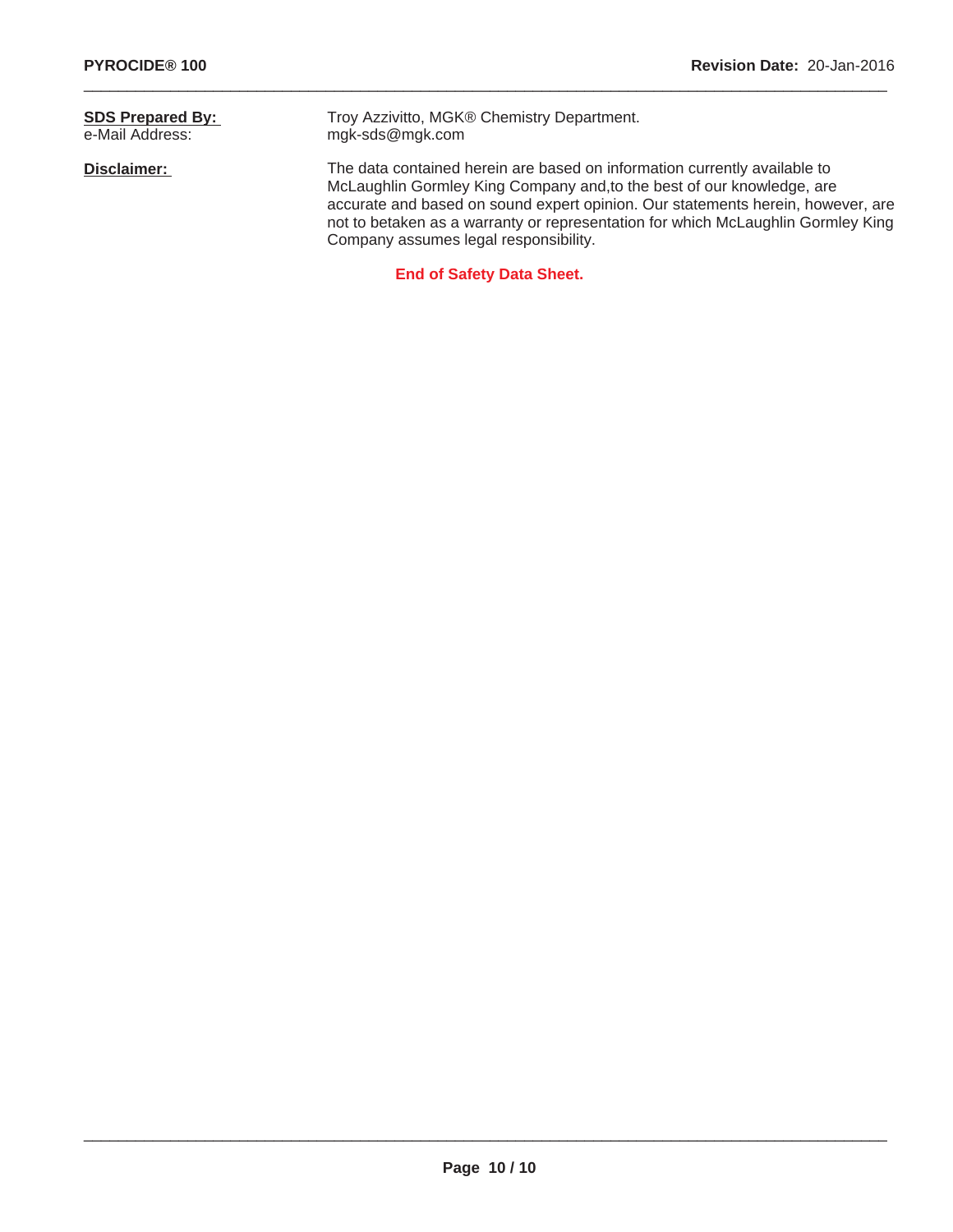**SDS Prepared By:** Troy Azzivitto, MGK® Chemistry Department.
e-Mail Address: mgk-sds@mgk.com

**Disclaimer:** The data contained herein are based on information currently available to McLaughlin Gormley King Company and,to the best of our knowledge, are accurate and based on sound expert opinion. Our statements herein, however, are not to betaken as a warranty or representation for which McLaughlin Gormley King Company assumes legal responsibility.

**End of Safety Data Sheet.**